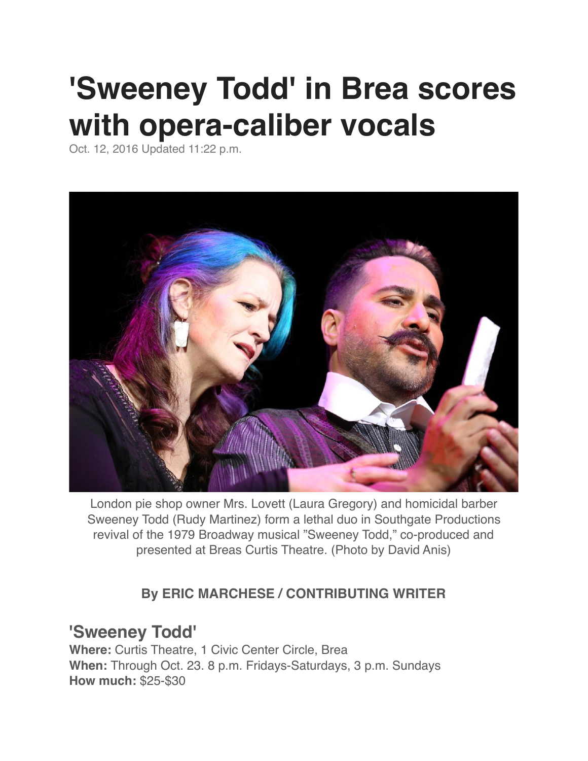# 'Sweeney Todd' in Brea scores with opera-caliber vocals

Oct. 12, 2016 Updated 11:22 p.m.

London pie shop owner Mrs. Lovett (Laura Gregory) and homicidal barber Sweeney Todd (Rudy Martinez) form a lethal duo in Southgate Productions revival of the 1979 Broadway musical "Sweeney Todd," co-produced and presented at Breas Curtis Theatre. (Photo by David Anis)

**By ERIC MARCHESE / CONTRIBUTING WRITER**

## 'Sweeney Todd'

**Where:** Curtis Theatre, 1 Civic Center Circle, Brea
**When:** Through Oct. 23. 8 p.m. Fridays-Saturdays, 3 p.m. Sundays
**How much:** $25-$30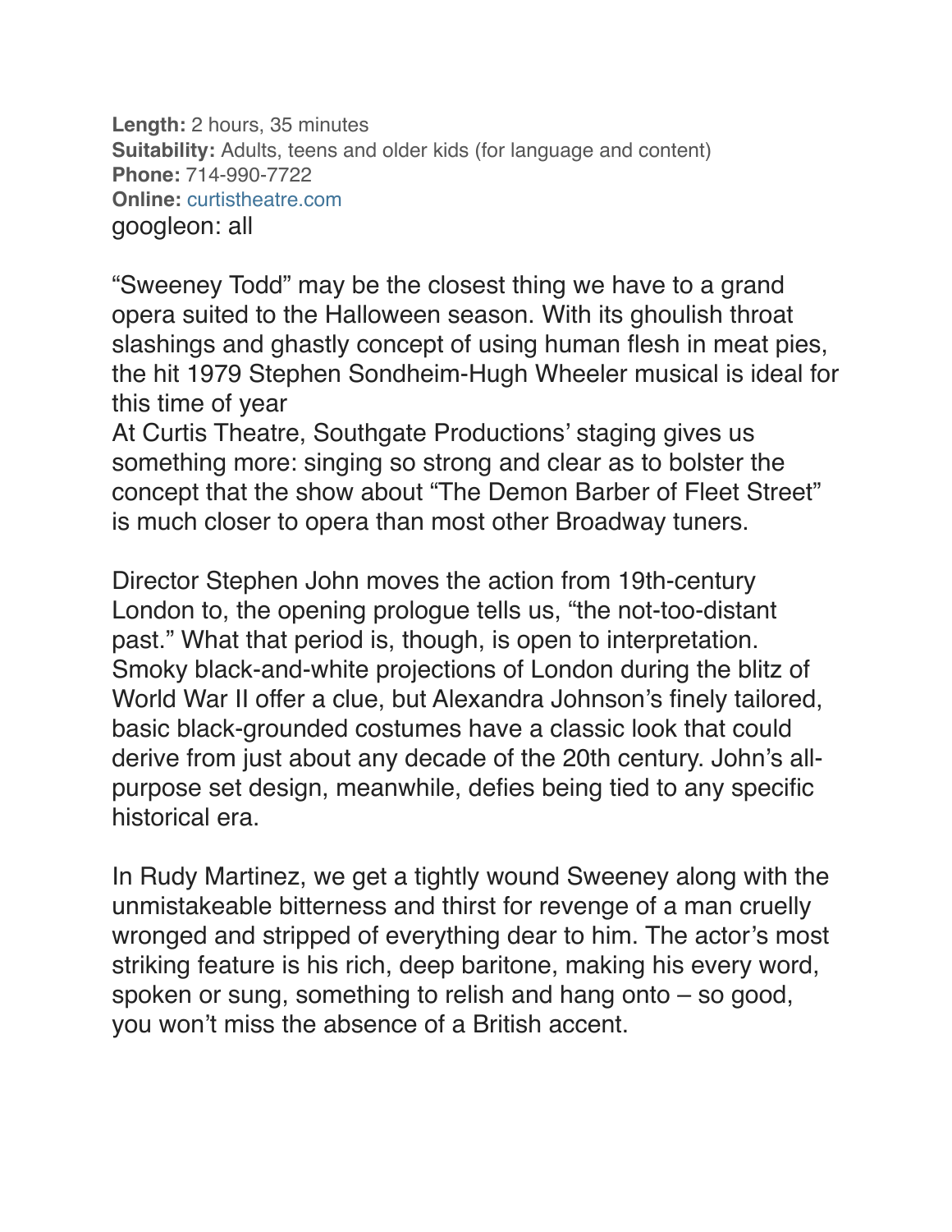**Length:** 2 hours, 35 minutes
**Suitability:** Adults, teens and older kids (for language and content)
**Phone:** 714-990-7722
**Online:** curtistheatre.com
googleon: all

"Sweeney Todd" may be the closest thing we have to a grand opera suited to the Halloween season. With its ghoulish throat slashings and ghastly concept of using human flesh in meat pies, the hit 1979 Stephen Sondheim-Hugh Wheeler musical is ideal for this time of year
At Curtis Theatre, Southgate Productions' staging gives us something more: singing so strong and clear as to bolster the concept that the show about "The Demon Barber of Fleet Street" is much closer to opera than most other Broadway tuners.

Director Stephen John moves the action from 19th-century London to, the opening prologue tells us, "the not-too-distant past." What that period is, though, is open to interpretation. Smoky black-and-white projections of London during the blitz of World War II offer a clue, but Alexandra Johnson's finely tailored, basic black-grounded costumes have a classic look that could derive from just about any decade of the 20th century. John's all-purpose set design, meanwhile, defies being tied to any specific historical era.

In Rudy Martinez, we get a tightly wound Sweeney along with the unmistakeable bitterness and thirst for revenge of a man cruelly wronged and stripped of everything dear to him. The actor's most striking feature is his rich, deep baritone, making his every word, spoken or sung, something to relish and hang onto – so good, you won't miss the absence of a British accent.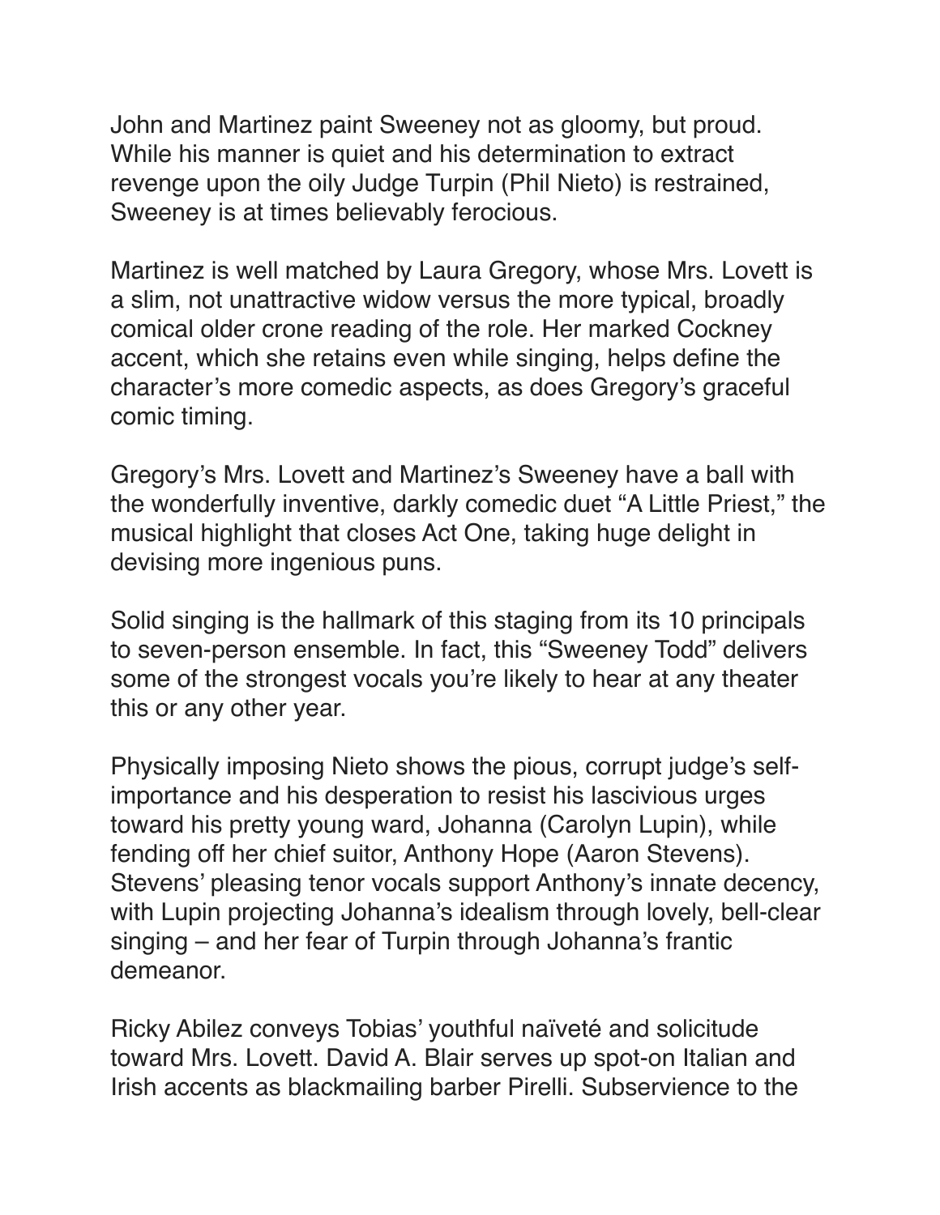John and Martinez paint Sweeney not as gloomy, but proud. While his manner is quiet and his determination to extract revenge upon the oily Judge Turpin (Phil Nieto) is restrained, Sweeney is at times believably ferocious.

Martinez is well matched by Laura Gregory, whose Mrs. Lovett is a slim, not unattractive widow versus the more typical, broadly comical older crone reading of the role. Her marked Cockney accent, which she retains even while singing, helps define the character's more comedic aspects, as does Gregory's graceful comic timing.

Gregory's Mrs. Lovett and Martinez's Sweeney have a ball with the wonderfully inventive, darkly comedic duet "A Little Priest," the musical highlight that closes Act One, taking huge delight in devising more ingenious puns.

Solid singing is the hallmark of this staging from its 10 principals to seven-person ensemble. In fact, this "Sweeney Todd" delivers some of the strongest vocals you're likely to hear at any theater this or any other year.

Physically imposing Nieto shows the pious, corrupt judge's self-importance and his desperation to resist his lascivious urges toward his pretty young ward, Johanna (Carolyn Lupin), while fending off her chief suitor, Anthony Hope (Aaron Stevens). Stevens' pleasing tenor vocals support Anthony's innate decency, with Lupin projecting Johanna's idealism through lovely, bell-clear singing – and her fear of Turpin through Johanna's frantic demeanor.

Ricky Abilez conveys Tobias' youthful naïveté and solicitude toward Mrs. Lovett. David A. Blair serves up spot-on Italian and Irish accents as blackmailing barber Pirelli. Subservience to the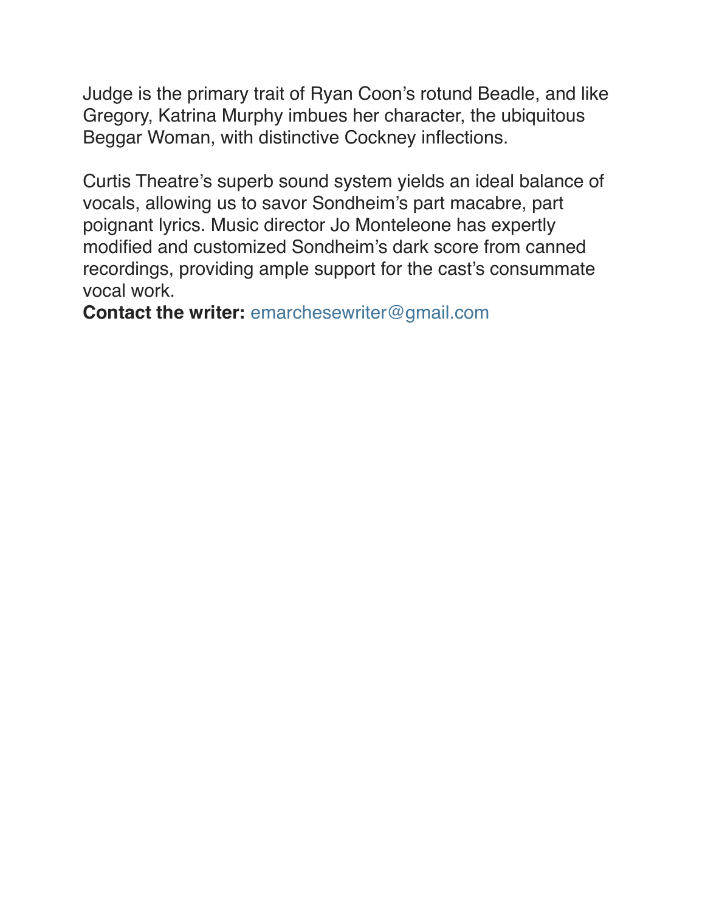Judge is the primary trait of Ryan Coon's rotund Beadle, and like Gregory, Katrina Murphy imbues her character, the ubiquitous Beggar Woman, with distinctive Cockney inflections.

Curtis Theatre's superb sound system yields an ideal balance of vocals, allowing us to savor Sondheim's part macabre, part poignant lyrics. Music director Jo Monteleone has expertly modified and customized Sondheim's dark score from canned recordings, providing ample support for the cast's consummate vocal work.

**Contact the writer:** emarchesewriter@gmail.com